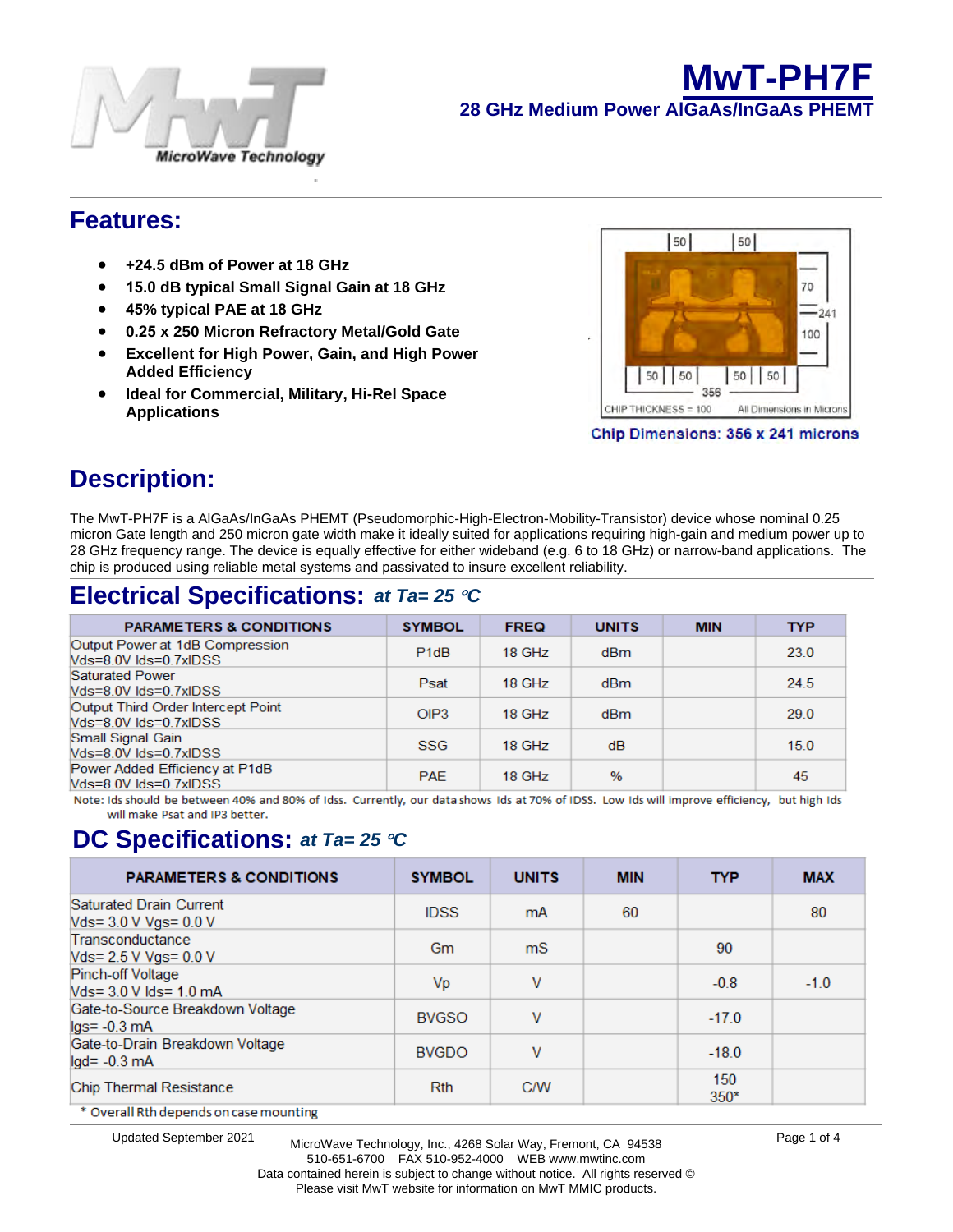# MwT-PH7F

## 28 GHz Medium Power AlGaAs/InGaAs PHEMT

## Features:

- **+24.5 dBm of Power at 18 GHz**
- **15.0 dB typical Small Signal Gain at 18 GHz**
- **45% typical PAE at 18 GHz**
- **0.25 x 250 Micron Refractory Metal/Gold Gate**
- **Excellent for High Power, Gain, and High Power Added Efficiency**
- **Ideal for Commercial, Military, Hi-Rel Space Applications**

CHIP THICKNESS = 100 All Dimensions in Microns

**Chip Dimensions: 356 x 241 microns**

## Description:

The MwT-PH7F is a AlGaAs/InGaAs PHEMT (Pseudomorphic-High-Electron-Mobility-Transistor) device whose nominal 0.25 micron Gate length and 250 micron gate width make it ideally suited for applications requiring high-gain and medium power up to 28 GHz frequency range. The device is equally effective for either wideband (e.g. 6 to 18 GHz) or narrow-band applications. The chip is produced using reliable metal systems and passivated to insure excellent reliability.

## Electrical Specifications: *at Ta= 25 °C*

| PARAMETERS & CONDITIONS | SYMBOL | FREQ | UNITS | MIN | TYP |
|---|---|---|---|---|---|
| Output Power at 1dB Compression Vds=8.0V Ids=0.7xIDSS | P1dB | 18 GHz | dBm | | 23.0 |
| Saturated Power Vds=8.0V Ids=0.7xIDSS | Psat | 18 GHz | dBm | | 24.5 |
| Output Third Order Intercept Point Vds=8.0V Ids=0.7xIDSS | OIP3 | 18 GHz | dBm | | 29.0 |
| Small Signal Gain Vds=8.0V Ids=0.7xIDSS | SSG | 18 GHz | dB | | 15.0 |
| Power Added Efficiency at P1dB Vds=8.0V Ids=0.7xIDSS | PAE | 18 GHz | % | | 45 |

Note: Ids should be between 40% and 80% of Idss. Currently, our data shows Ids at 70% of IDSS. Low Ids will improve efficiency, but high Ids will make Psat and IP3 better.

## DC Specifications: *at Ta= 25 °C*

| PARAMETERS & CONDITIONS | SYMBOL | UNITS | MIN | TYP | MAX |
|---|---|---|---|---|---|
| Saturated Drain Current Vds= 3.0 V Vgs= 0.0 V | IDSS | mA | 60 | | 80 |
| Transconductance Vds= 2.5 V Vgs= 0.0 V | Gm | mS | | 90 | |
| Pinch-off Voltage Vds= 3.0 V Ids= 1.0 mA | Vp | V | | -0.8 | -1.0 |
| Gate-to-Source Breakdown Voltage Igs= -0.3 mA | BVGSO | V | | -17.0 | |
| Gate-to-Drain Breakdown Voltage Igd= -0.3 mA | BVGDO | V | | -18.0 | |
| Chip Thermal Resistance | Rth | C/W | | 150 350* | |

\* Overall Rth depends on case mounting

Updated September 2021

MicroWave Technology, Inc., 4268 Solar Way, Fremont, CA 94538
510-651-6700 FAX 510-952-4000 WEB www.mwtinc.com
Data contained herein is subject to change without notice. All rights reserved ©
Please visit MwT website for information on MwT MMIC products.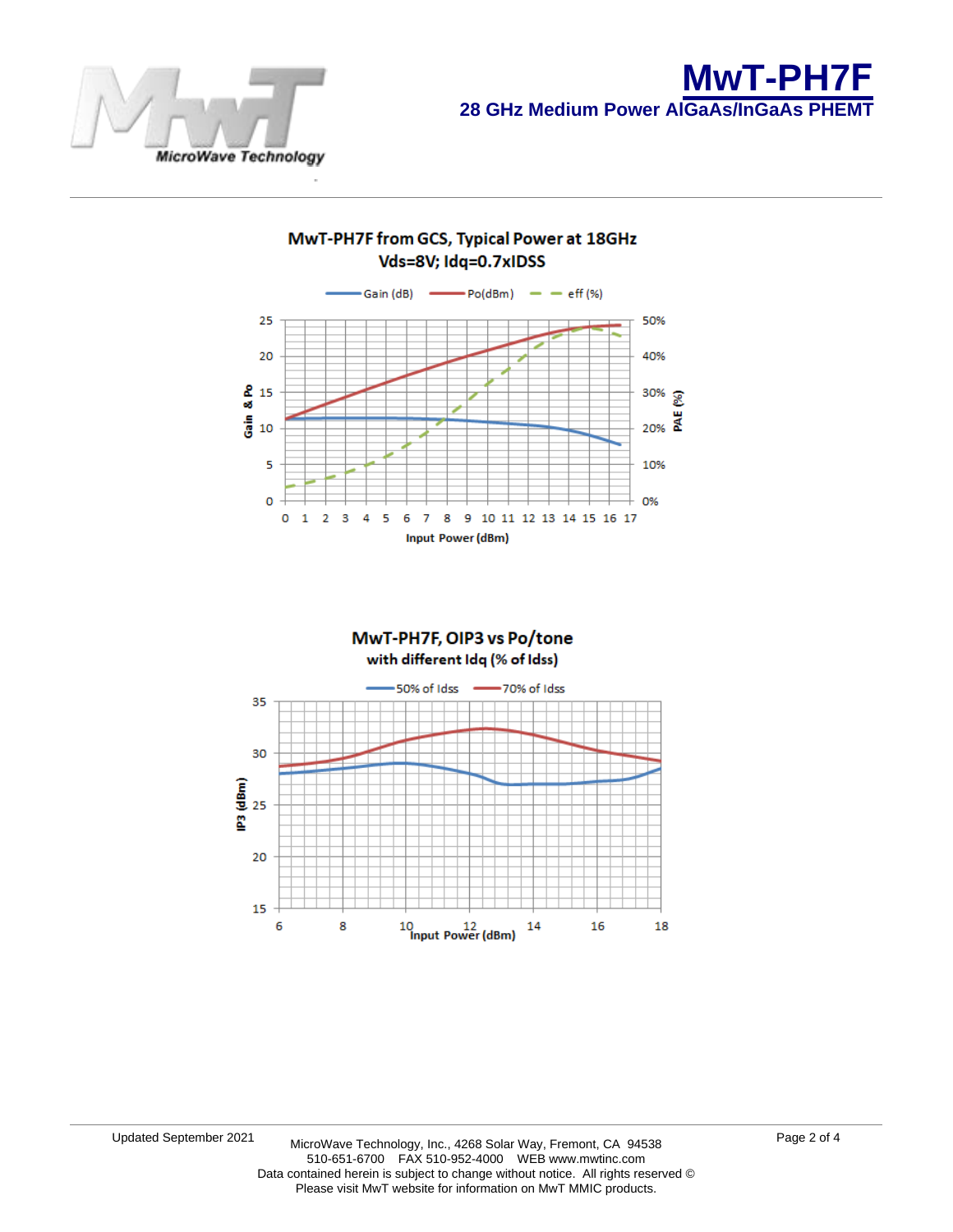# MwT-PH7F

**28 GHz Medium Power AlGaAs/InGaAs PHEMT**

**MwT-PH7F from GCS, Typical Power at 18GHz**
**Vds=8V; Idq=0.7xIDSS**

Gain (dB) — Po(dBm) — eff (%)

Gain & Po: 0, 5, 10, 15, 20, 25

PAE (%): 0%, 10%, 20%, 30%, 40%, 50%

Input Power (dBm): 0, 1, 2, 3, 4, 5, 6, 7, 8, 9, 10, 11, 12, 13, 14, 15, 16, 17

**MwT-PH7F, OIP3 vs Po/tone**
**with different Idq (% of Idss)**

50% of Idss — 70% of Idss

IP3 (dBm): 15, 20, 25, 30, 35

Input Power (dBm): 6, 8, 10, 12, 14, 16, 18

Updated September 2021

MicroWave Technology, Inc., 4268 Solar Way, Fremont, CA 94538
510-651-6700 FAX 510-952-4000 WEB www.mwtinc.com
Data contained herein is subject to change without notice. All rights reserved ©
Please visit MwT website for information on MwT MMIC products.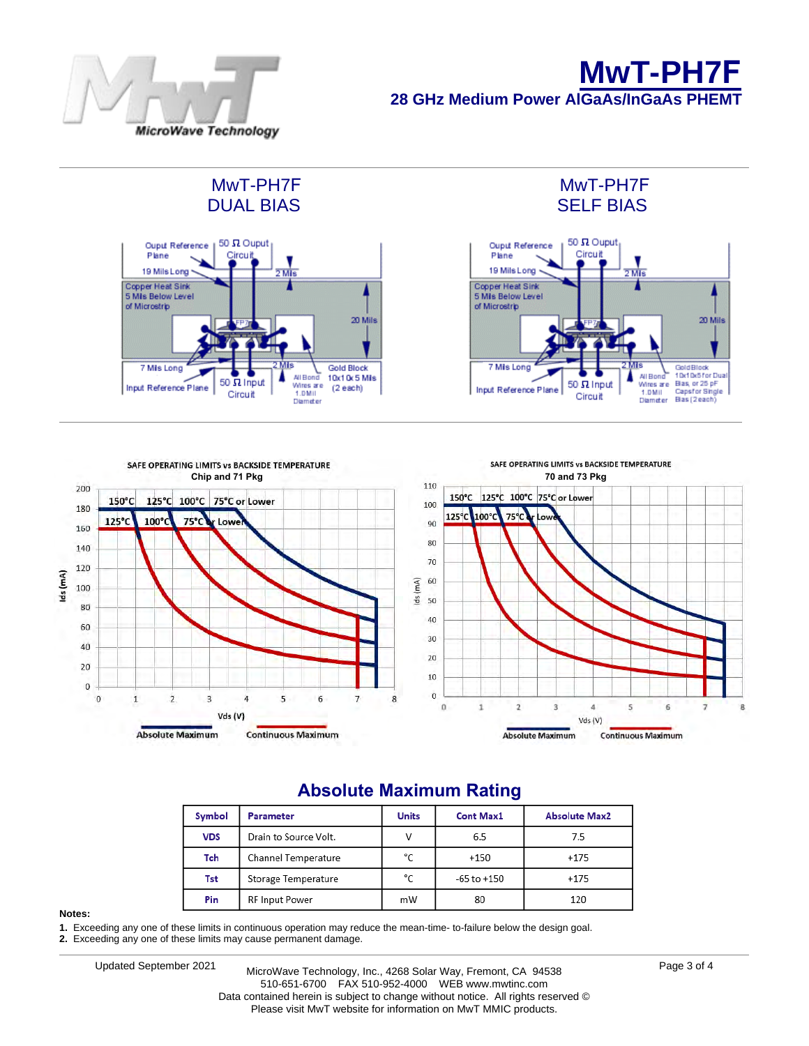# MwT-PH7F

## 28 GHz Medium Power AlGaAs/InGaAs PHEMT

### MwT-PH7F DUAL BIAS

Ouput Reference Plane
19 Mils Long
50 Ω Ouput Circuit
2 Mils
Copper Heat Sink 5 Mils Below Level of Microstrip
20 Mils
7 Mils Long
Input Reference Plane
50 Ω Input Circuit
2 Mils
All Bond Wires are 1.0Mil Diameter
Gold Block 10x10x5 Mils (2 each)

### MwT-PH7F SELF BIAS

Ouput Reference Plane
19 Mils Long
50 Ω Ouput Circuit
2 Mils
Copper Heat Sink 5 Mils Below Level of Microstrip
20 Mils
7 Mils Long
Input Reference Plane
50 Ω Input Circuit
2 Mils
All Bond Wires are 1.0Mil Diameter
Gold Block 10x10x5 for Dual Bias, or 25 pF Caps for Single Bias (2 each)

### SAFE OPERATING LIMITS vs BACKSIDE TEMPERATURE — Chip and 71 Pkg

Ids (mA) vs Vds (V). Absolute Maximum: 150°C, 125°C, 100°C, 75°C or Lower. Continuous Maximum: 125°C, 100°C, 75°C or Lower.

### SAFE OPERATING LIMITS vs BACKSIDE TEMPERATURE — 70 and 73 Pkg

Ids (mA) vs Vds (V). Absolute Maximum: 150°C, 125°C, 100°C, 75°C or Lower. Continuous Maximum: 125°C, 100°C, 75°C or Lower.

## Absolute Maximum Rating

| Symbol | Parameter | Units | Cont Max1 | Absolute Max2 |
|---|---|---|---|---|
| VDS | Drain to Source Volt. | V | 6.5 | 7.5 |
| Tch | Channel Temperature | °C | +150 | +175 |
| Tst | Storage Temperature | °C | -65 to +150 | +175 |
| Pin | RF Input Power | mW | 80 | 120 |

**Notes:**

1. Exceeding any one of these limits in continuous operation may reduce the mean-time- to-failure below the design goal.
2. Exceeding any one of these limits may cause permanent damage.

Updated September 2021

MicroWave Technology, Inc., 4268 Solar Way, Fremont, CA 94538
510-651-6700 FAX 510-952-4000 WEB www.mwtinc.com
Data contained herein is subject to change without notice. All rights reserved ©
Please visit MwT website for information on MwT MMIC products.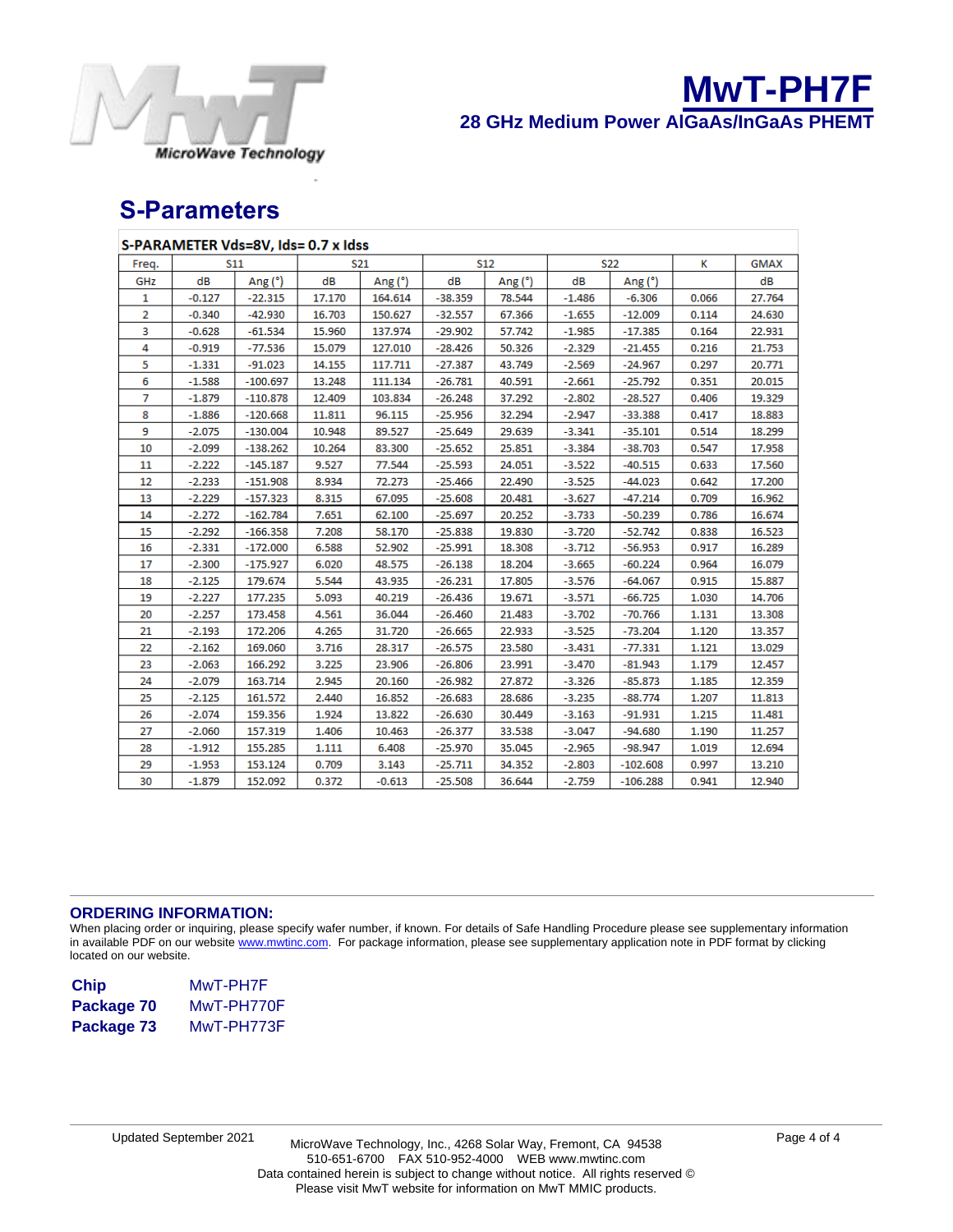# MwT-PH7F

**28 GHz Medium Power AlGaAs/InGaAs PHEMT**

## S-Parameters

**S-PARAMETER Vds=8V, Ids= 0.7 x Idss**

| Freq. | S11 | | S21 | | S12 | | S22 | | K | GMAX |
|---|---|---|---|---|---|---|---|---|---|---|
| GHz | dB | Ang (°) | dB | Ang (°) | dB | Ang (°) | dB | Ang (°) | | dB |
| 1 | -0.127 | -22.315 | 17.170 | 164.614 | -38.359 | 78.544 | -1.486 | -6.306 | 0.066 | 27.764 |
| 2 | -0.340 | -42.930 | 16.703 | 150.627 | -32.557 | 67.366 | -1.655 | -12.009 | 0.114 | 24.630 |
| 3 | -0.628 | -61.534 | 15.960 | 137.974 | -29.902 | 57.742 | -1.985 | -17.385 | 0.164 | 22.931 |
| 4 | -0.919 | -77.536 | 15.079 | 127.010 | -28.426 | 50.326 | -2.329 | -21.455 | 0.216 | 21.753 |
| 5 | -1.331 | -91.023 | 14.155 | 117.711 | -27.387 | 43.749 | -2.569 | -24.967 | 0.297 | 20.771 |
| 6 | -1.588 | -100.697 | 13.248 | 111.134 | -26.781 | 40.591 | -2.661 | -25.792 | 0.351 | 20.015 |
| 7 | -1.879 | -110.878 | 12.409 | 103.834 | -26.248 | 37.292 | -2.802 | -28.527 | 0.406 | 19.329 |
| 8 | -1.886 | -120.668 | 11.811 | 96.115 | -25.956 | 32.294 | -2.947 | -33.388 | 0.417 | 18.883 |
| 9 | -2.075 | -130.004 | 10.948 | 89.527 | -25.649 | 29.639 | -3.341 | -35.101 | 0.514 | 18.299 |
| 10 | -2.099 | -138.262 | 10.264 | 83.300 | -25.652 | 25.851 | -3.384 | -38.703 | 0.547 | 17.958 |
| 11 | -2.222 | -145.187 | 9.527 | 77.544 | -25.593 | 24.051 | -3.522 | -40.515 | 0.633 | 17.560 |
| 12 | -2.233 | -151.908 | 8.934 | 72.273 | -25.466 | 22.490 | -3.525 | -44.023 | 0.642 | 17.200 |
| 13 | -2.229 | -157.323 | 8.315 | 67.095 | -25.608 | 20.481 | -3.627 | -47.214 | 0.709 | 16.962 |
| 14 | -2.272 | -162.784 | 7.651 | 62.100 | -25.697 | 20.252 | -3.733 | -50.239 | 0.786 | 16.674 |
| 15 | -2.292 | -166.358 | 7.208 | 58.170 | -25.838 | 19.830 | -3.720 | -52.742 | 0.838 | 16.523 |
| 16 | -2.331 | -172.000 | 6.588 | 52.902 | -25.991 | 18.308 | -3.712 | -56.953 | 0.917 | 16.289 |
| 17 | -2.300 | -175.927 | 6.020 | 48.575 | -26.138 | 18.204 | -3.665 | -60.224 | 0.964 | 16.079 |
| 18 | -2.125 | 179.674 | 5.544 | 43.935 | -26.231 | 17.805 | -3.576 | -64.067 | 0.915 | 15.887 |
| 19 | -2.227 | 177.235 | 5.093 | 40.219 | -26.436 | 19.671 | -3.571 | -66.725 | 1.030 | 14.706 |
| 20 | -2.257 | 173.458 | 4.561 | 36.044 | -26.460 | 21.483 | -3.702 | -70.766 | 1.131 | 13.308 |
| 21 | -2.193 | 172.206 | 4.265 | 31.720 | -26.665 | 22.933 | -3.525 | -73.204 | 1.120 | 13.357 |
| 22 | -2.162 | 169.060 | 3.716 | 28.317 | -26.575 | 23.580 | -3.431 | -77.331 | 1.121 | 13.029 |
| 23 | -2.063 | 166.292 | 3.225 | 23.906 | -26.806 | 23.991 | -3.470 | -81.943 | 1.179 | 12.457 |
| 24 | -2.079 | 163.714 | 2.945 | 20.160 | -26.982 | 27.872 | -3.326 | -85.873 | 1.185 | 12.359 |
| 25 | -2.125 | 161.572 | 2.440 | 16.852 | -26.683 | 28.686 | -3.235 | -88.774 | 1.207 | 11.813 |
| 26 | -2.074 | 159.356 | 1.924 | 13.822 | -26.630 | 30.449 | -3.163 | -91.931 | 1.215 | 11.481 |
| 27 | -2.060 | 157.319 | 1.406 | 10.463 | -26.377 | 33.538 | -3.047 | -94.680 | 1.190 | 11.257 |
| 28 | -1.912 | 155.285 | 1.111 | 6.408 | -25.970 | 35.045 | -2.965 | -98.947 | 1.019 | 12.694 |
| 29 | -1.953 | 153.124 | 0.709 | 3.143 | -25.711 | 34.352 | -2.803 | -102.608 | 0.997 | 13.210 |
| 30 | -1.879 | 152.092 | 0.372 | -0.613 | -25.508 | 36.644 | -2.759 | -106.288 | 0.941 | 12.940 |

### ORDERING INFORMATION:

When placing order or inquiring, please specify wafer number, if known. For details of Safe Handling Procedure please see supplementary information in available PDF on our website www.mwtinc.com. For package information, please see supplementary application note in PDF format by clicking located on our website.

| | |
|---|---|
| **Chip** | MwT-PH7F |
| **Package 70** | MwT-PH770F |
| **Package 73** | MwT-PH773F |

Updated September 2021

MicroWave Technology, Inc., 4268 Solar Way, Fremont, CA 94538
510-651-6700 FAX 510-952-4000 WEB www.mwtinc.com
Data contained herein is subject to change without notice. All rights reserved ©
Please visit MwT website for information on MwT MMIC products.